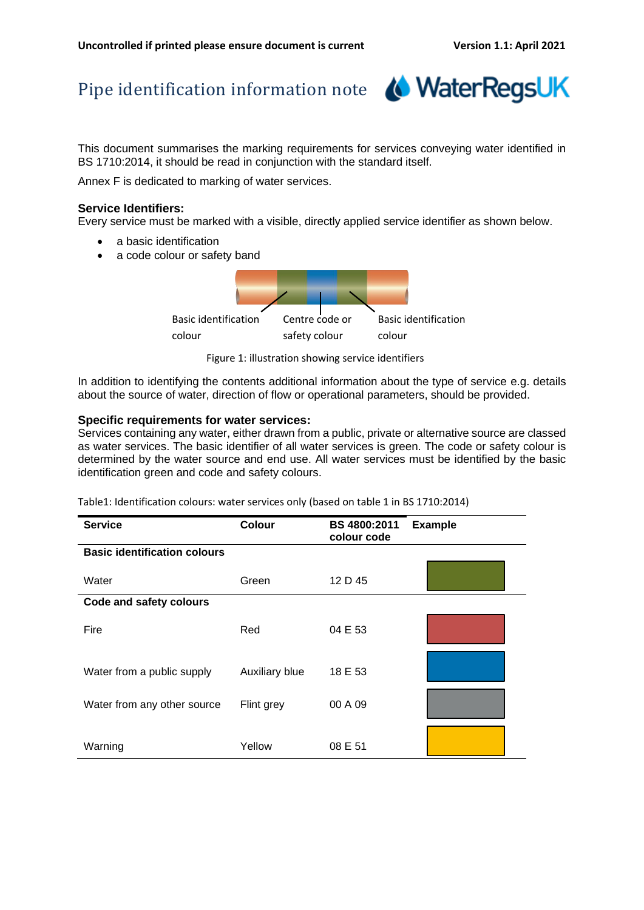# Pipe identification information note

This document summarises the marking requirements for services conveying water identified in BS 1710:2014, it should be read in conjunction with the standard itself.

Annex F is dedicated to marking of water services.

### Service Identifiers:

Every service must be marked with a visible, directly applied service identifier as shown below.

- a basic identification
- a code colour or safety band

Basic identification colour

Centre code or safety colour

Basic identification colour

Figure 1: illustration showing service identifiers

In addition to identifying the contents additional information about the type of service e.g. details about the source of water, direction of flow or operational parameters, should be provided.

### Specific requirements for water services:

Services containing any water, either drawn from a public, private or alternative source are classed as water services. The basic identifier of all water services is green. The code or safety colour is determined by the water source and end use. All water services must be identified by the basic identification green and code and safety colours.

Table1: Identification colours: water services only (based on table 1 in BS 1710:2014)

| Service | Colour | BS 4800:2011 colour code | Example |
|---|---|---|---|
| **Basic identification colours** | | | |
| Water | Green | 12 D 45 | |
| **Code and safety colours** | | | |
| Fire | Red | 04 E 53 | |
| Water from a public supply | Auxiliary blue | 18 E 53 | |
| Water from any other source | Flint grey | 00 A 09 | |
| Warning | Yellow | 08 E 51 | |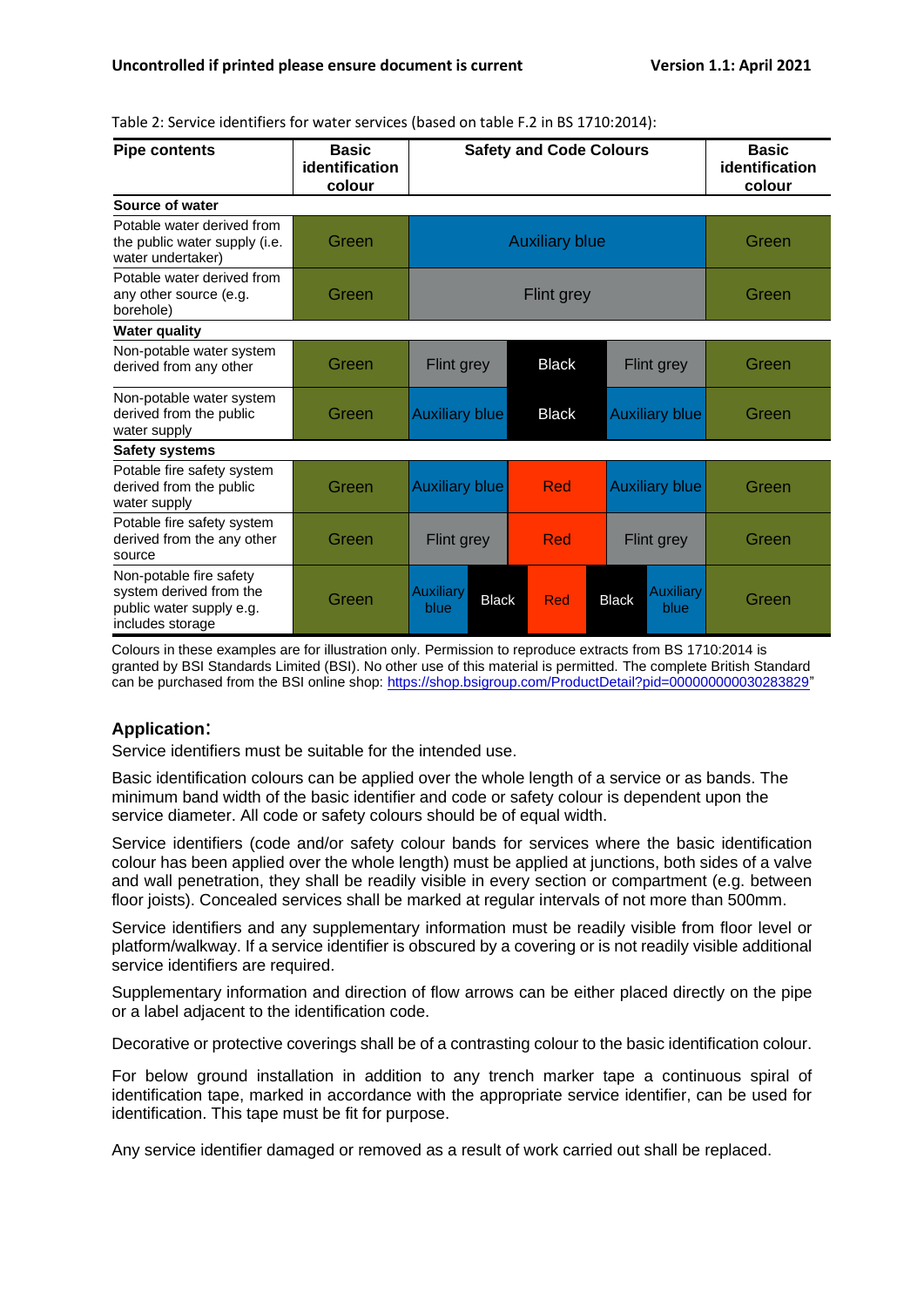Table 2: Service identifiers for water services (based on table F.2 in BS 1710:2014):

| Pipe contents | Basic identification colour | Safety and Code Colours | | | | | Basic identification colour |
|---|---|---|---|---|---|---|---|
| **Source of water** | | | | | | | |
| Potable water derived from the public water supply (i.e. water undertaker) | Green | Auxiliary blue | | | | | Green |
| Potable water derived from any other source (e.g. borehole) | Green | Flint grey | | | | | Green |
| **Water quality** | | | | | | | |
| Non-potable water system derived from any other | Green | Flint grey | | Black | | Flint grey | Green |
| Non-potable water system derived from the public water supply | Green | Auxiliary blue | | Black | | Auxiliary blue | Green |
| **Safety systems** | | | | | | | |
| Potable fire safety system derived from the public water supply | Green | Auxiliary blue | | Red | | Auxiliary blue | Green |
| Potable fire safety system derived from the any other source | Green | Flint grey | | Red | | Flint grey | Green |
| Non-potable fire safety system derived from the public water supply e.g. includes storage | Green | Auxiliary blue | Black | Red | Black | Auxiliary blue | Green |

Colours in these examples are for illustration only. Permission to reproduce extracts from BS 1710:2014 is granted by BSI Standards Limited (BSI). No other use of this material is permitted. The complete British Standard can be purchased from the BSI online shop: https://shop.bsigroup.com/ProductDetail?pid=000000000030283829"

## Application:

Service identifiers must be suitable for the intended use.

Basic identification colours can be applied over the whole length of a service or as bands. The minimum band width of the basic identifier and code or safety colour is dependent upon the service diameter. All code or safety colours should be of equal width.

Service identifiers (code and/or safety colour bands for services where the basic identification colour has been applied over the whole length) must be applied at junctions, both sides of a valve and wall penetration, they shall be readily visible in every section or compartment (e.g. between floor joists). Concealed services shall be marked at regular intervals of not more than 500mm.

Service identifiers and any supplementary information must be readily visible from floor level or platform/walkway. If a service identifier is obscured by a covering or is not readily visible additional service identifiers are required.

Supplementary information and direction of flow arrows can be either placed directly on the pipe or a label adjacent to the identification code.

Decorative or protective coverings shall be of a contrasting colour to the basic identification colour.

For below ground installation in addition to any trench marker tape a continuous spiral of identification tape, marked in accordance with the appropriate service identifier, can be used for identification. This tape must be fit for purpose.

Any service identifier damaged or removed as a result of work carried out shall be replaced.